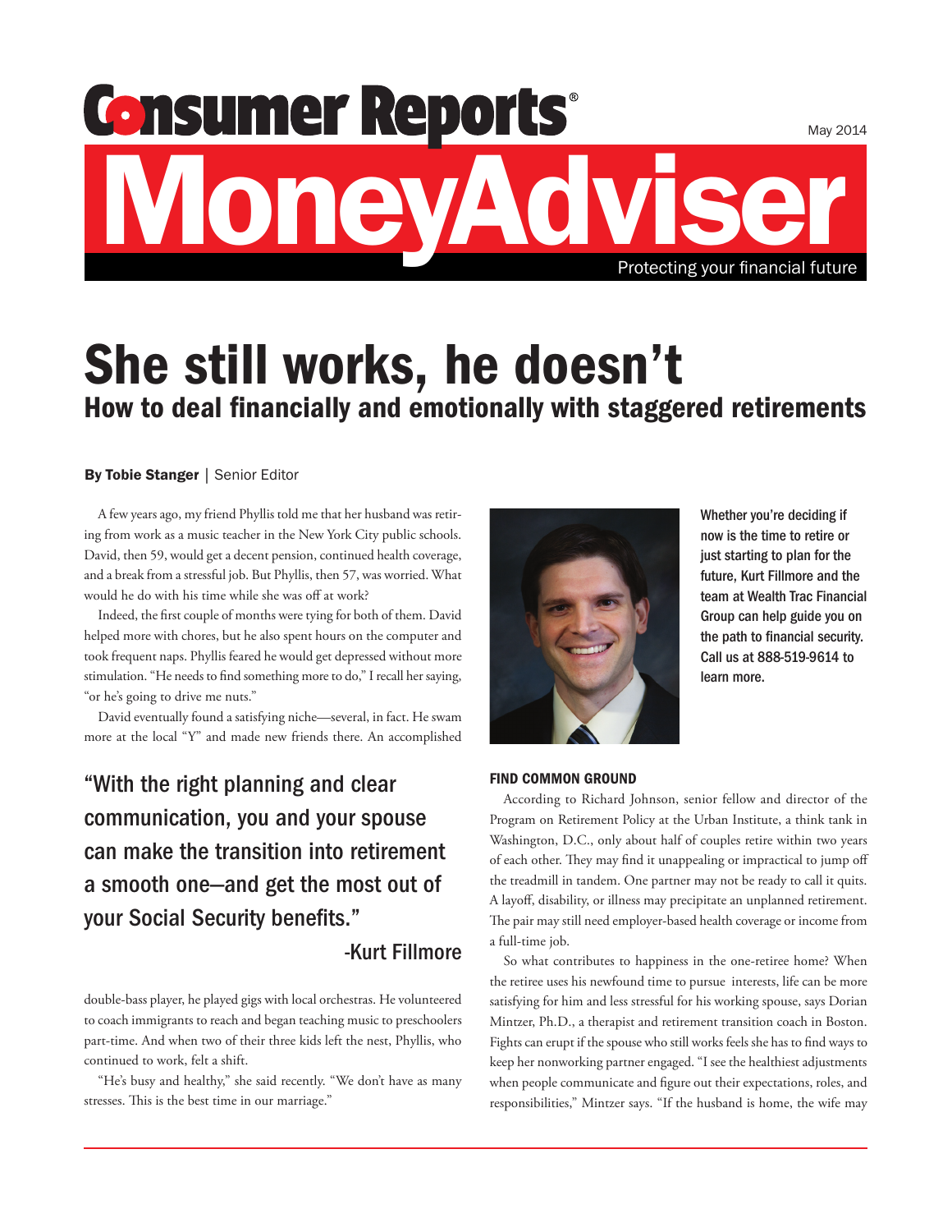# Consumer Reports® MoneyAdviser

May 2014

Protecting your financial future

# She still works, he doesn't

## How to deal financially and emotionally with staggered retirements

**By Tobie Stanger** | Senior Editor

A few years ago, my friend Phyllis told me that her husband was retiring from work as a music teacher in the New York City public schools. David, then 59, would get a decent pension, continued health coverage, and a break from a stressful job. But Phyllis, then 57, was worried. What would he do with his time while she was off at work?

Indeed, the first couple of months were tying for both of them. David helped more with chores, but he also spent hours on the computer and took frequent naps. Phyllis feared he would get depressed without more stimulation. "He needs to find something more to do," I recall her saying, "or he's going to drive me nuts."

David eventually found a satisfying niche—several, in fact. He swam more at the local "Y" and made new friends there. An accomplished double-bass player, he played gigs with local orchestras. He volunteered to coach immigrants to reach and began teaching music to preschoolers part-time. And when two of their three kids left the nest, Phyllis, who continued to work, felt a shift.

"He's busy and healthy," she said recently. "We don't have as many stresses. This is the best time in our marriage."

> "With the right planning and clear communication, you and your spouse can make the transition into retirement a smooth one—and get the most out of your Social Security benefits."
>
> -Kurt Fillmore

**Whether you're deciding if now is the time to retire or just starting to plan for the future, Kurt Fillmore and the team at Wealth Trac Financial Group can help guide you on the path to financial security. Call us at 888-519-9614 to learn more.**

### FIND COMMON GROUND

According to Richard Johnson, senior fellow and director of the Program on Retirement Policy at the Urban Institute, a think tank in Washington, D.C., only about half of couples retire within two years of each other. They may find it unappealing or impractical to jump off the treadmill in tandem. One partner may not be ready to call it quits. A layoff, disability, or illness may precipitate an unplanned retirement. The pair may still need employer-based health coverage or income from a full-time job.

So what contributes to happiness in the one-retiree home? When the retiree uses his newfound time to pursue interests, life can be more satisfying for him and less stressful for his working spouse, says Dorian Mintzer, Ph.D., a therapist and retirement transition coach in Boston. Fights can erupt if the spouse who still works feels she has to find ways to keep her nonworking partner engaged. "I see the healthiest adjustments when people communicate and figure out their expectations, roles, and responsibilities," Mintzer says. "If the husband is home, the wife may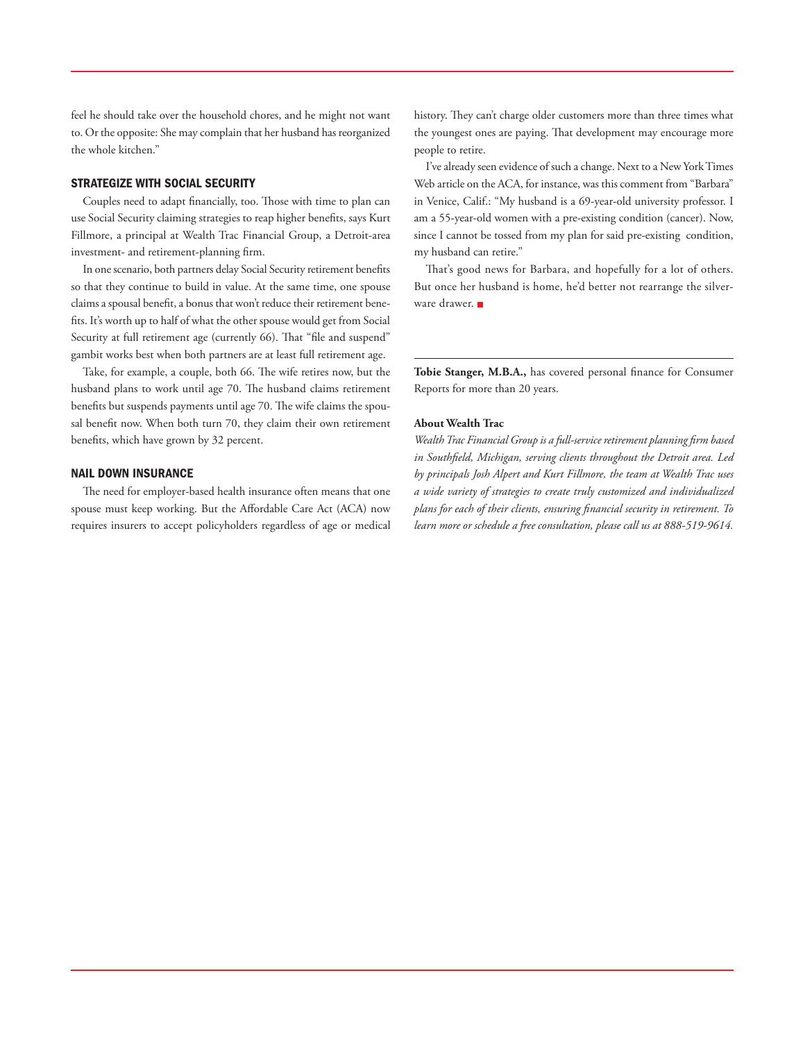feel he should take over the household chores, and he might not want to. Or the opposite: She may complain that her husband has reorganized the whole kitchen."

### STRATEGIZE WITH SOCIAL SECURITY

Couples need to adapt financially, too. Those with time to plan can use Social Security claiming strategies to reap higher benefits, says Kurt Fillmore, a principal at Wealth Trac Financial Group, a Detroit-area investment- and retirement-planning firm.

In one scenario, both partners delay Social Security retirement benefits so that they continue to build in value. At the same time, one spouse claims a spousal benefit, a bonus that won't reduce their retirement benefits. It's worth up to half of what the other spouse would get from Social Security at full retirement age (currently 66). That "file and suspend" gambit works best when both partners are at least full retirement age.

Take, for example, a couple, both 66. The wife retires now, but the husband plans to work until age 70. The husband claims retirement benefits but suspends payments until age 70. The wife claims the spousal benefit now. When both turn 70, they claim their own retirement benefits, which have grown by 32 percent.

### NAIL DOWN INSURANCE

The need for employer-based health insurance often means that one spouse must keep working. But the Affordable Care Act (ACA) now requires insurers to accept policyholders regardless of age or medical history. They can't charge older customers more than three times what the youngest ones are paying. That development may encourage more people to retire.

I've already seen evidence of such a change. Next to a New York Times Web article on the ACA, for instance, was this comment from "Barbara" in Venice, Calif.: "My husband is a 69-year-old university professor. I am a 55-year-old women with a pre-existing condition (cancer). Now, since I cannot be tossed from my plan for said pre-existing condition, my husband can retire."

That's good news for Barbara, and hopefully for a lot of others. But once her husband is home, he'd better not rearrange the silverware drawer. ■

---

**Tobie Stanger, M.B.A.,** has covered personal finance for Consumer Reports for more than 20 years.

**About Wealth Trac**

*Wealth Trac Financial Group is a full-service retirement planning firm based in Southfield, Michigan, serving clients throughout the Detroit area. Led by principals Josh Alpert and Kurt Fillmore, the team at Wealth Trac uses a wide variety of strategies to create truly customized and individualized plans for each of their clients, ensuring financial security in retirement. To learn more or schedule a free consultation, please call us at 888-519-9614.*